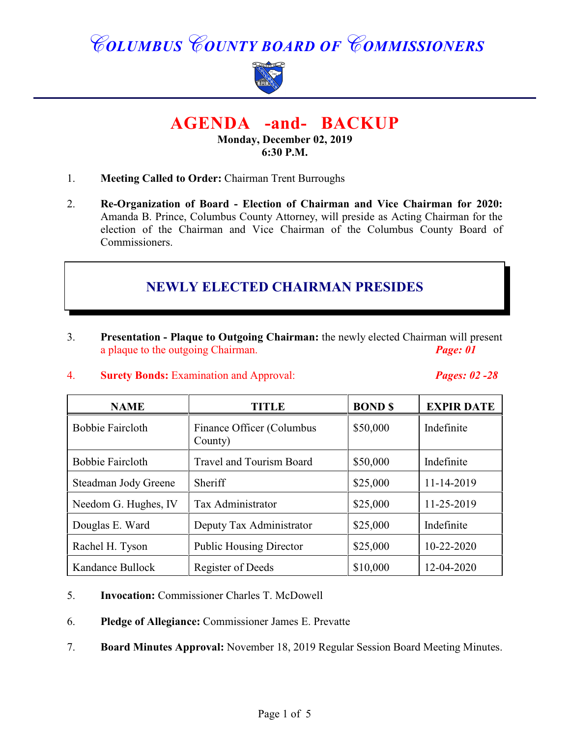# COLUMBUS COUNTY BOARD OF COMMISSIONERS

## AGENDA -and- BACKUP

**Monday, December 02, 2019**
**6:30 P.M.**

1. **Meeting Called to Order:** Chairman Trent Burroughs

2. **Re-Organization of Board - Election of Chairman and Vice Chairman for 2020:** Amanda B. Prince, Columbus County Attorney, will preside as Acting Chairman for the election of the Chairman and Vice Chairman of the Columbus County Board of Commissioners.

### NEWLY ELECTED CHAIRMAN PRESIDES

3. **Presentation - Plaque to Outgoing Chairman:** the newly elected Chairman will present a plaque to the outgoing Chairman. ***Page: 01***

4. **Surety Bonds:** Examination and Approval: ***Pages: 02 -28***

| NAME | TITLE | BOND $ | EXPIR DATE |
|---|---|---|---|
| Bobbie Faircloth | Finance Officer (Columbus County) | $50,000 | Indefinite |
| Bobbie Faircloth | Travel and Tourism Board | $50,000 | Indefinite |
| Steadman Jody Greene | Sheriff | $25,000 | 11-14-2019 |
| Needom G. Hughes, IV | Tax Administrator | $25,000 | 11-25-2019 |
| Douglas E. Ward | Deputy Tax Administrator | $25,000 | Indefinite |
| Rachel H. Tyson | Public Housing Director | $25,000 | 10-22-2020 |
| Kandance Bullock | Register of Deeds | $10,000 | 12-04-2020 |

5. **Invocation:** Commissioner Charles T. McDowell

6. **Pledge of Allegiance:** Commissioner James E. Prevatte

7. **Board Minutes Approval:** November 18, 2019 Regular Session Board Meeting Minutes.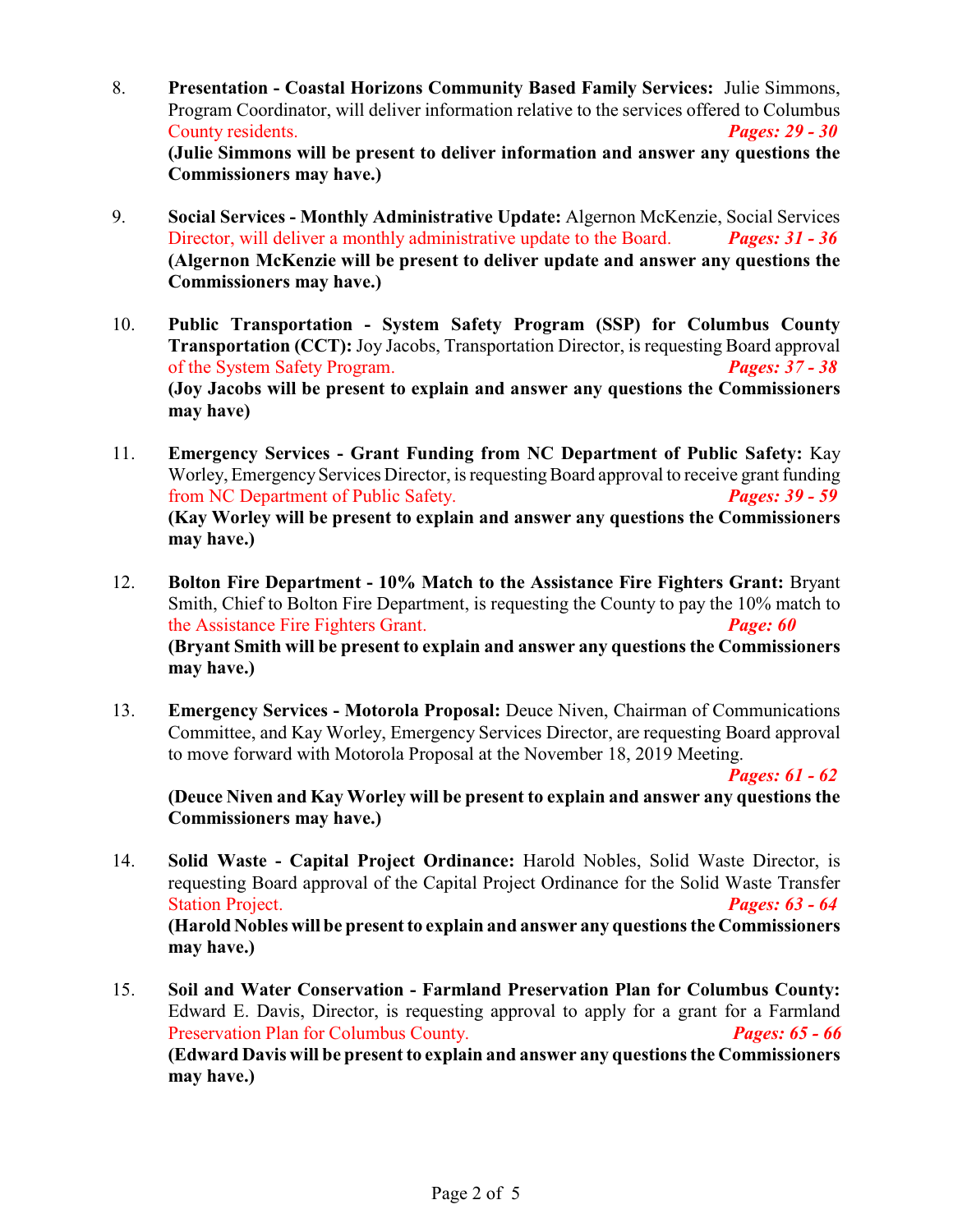8. **Presentation - Coastal Horizons Community Based Family Services:** Julie Simmons, Program Coordinator, will deliver information relative to the services offered to Columbus County residents. ***Pages: 29 - 30***
**(Julie Simmons will be present to deliver information and answer any questions the Commissioners may have.)**

9. **Social Services - Monthly Administrative Update:** Algernon McKenzie, Social Services Director, will deliver a monthly administrative update to the Board. ***Pages: 31 - 36***
**(Algernon McKenzie will be present to deliver update and answer any questions the Commissioners may have.)**

10. **Public Transportation - System Safety Program (SSP) for Columbus County Transportation (CCT):** Joy Jacobs, Transportation Director, is requesting Board approval of the System Safety Program. ***Pages: 37 - 38***
**(Joy Jacobs will be present to explain and answer any questions the Commissioners may have)**

11. **Emergency Services - Grant Funding from NC Department of Public Safety:** Kay Worley, Emergency Services Director, is requesting Board approval to receive grant funding from NC Department of Public Safety. ***Pages: 39 - 59***
**(Kay Worley will be present to explain and answer any questions the Commissioners may have.)**

12. **Bolton Fire Department - 10% Match to the Assistance Fire Fighters Grant:** Bryant Smith, Chief to Bolton Fire Department, is requesting the County to pay the 10% match to the Assistance Fire Fighters Grant. ***Page: 60***
**(Bryant Smith will be present to explain and answer any questions the Commissioners may have.)**

13. **Emergency Services - Motorola Proposal:** Deuce Niven, Chairman of Communications Committee, and Kay Worley, Emergency Services Director, are requesting Board approval to move forward with Motorola Proposal at the November 18, 2019 Meeting. ***Pages: 61 - 62***
**(Deuce Niven and Kay Worley will be present to explain and answer any questions the Commissioners may have.)**

14. **Solid Waste - Capital Project Ordinance:** Harold Nobles, Solid Waste Director, is requesting Board approval of the Capital Project Ordinance for the Solid Waste Transfer Station Project. ***Pages: 63 - 64***
**(Harold Nobles will be present to explain and answer any questions the Commissioners may have.)**

15. **Soil and Water Conservation - Farmland Preservation Plan for Columbus County:** Edward E. Davis, Director, is requesting approval to apply for a grant for a Farmland Preservation Plan for Columbus County. ***Pages: 65 - 66***
**(Edward Davis will be present to explain and answer any questions the Commissioners may have.)**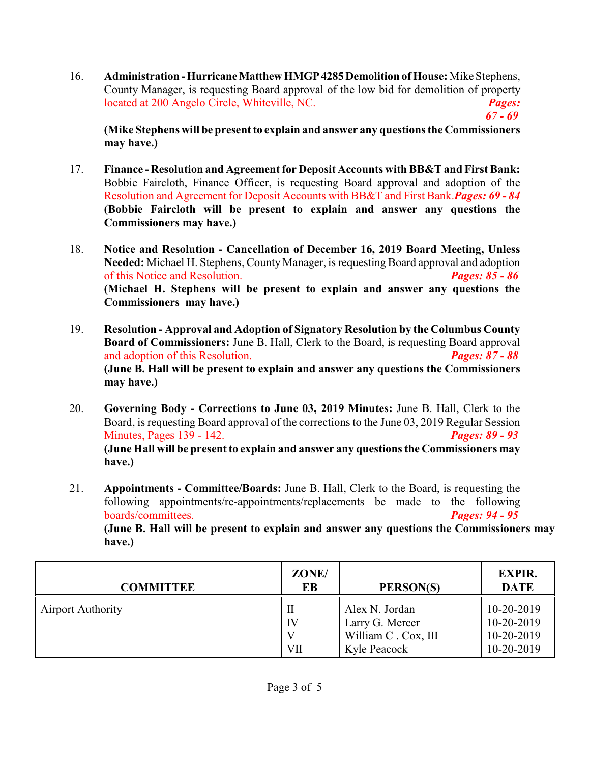16. **Administration - Hurricane Matthew HMGP 4285 Demolition of House:** Mike Stephens, County Manager, is requesting Board approval of the low bid for demolition of property located at 200 Angelo Circle, Whiteville, NC. ***Pages: 67 - 69***

    **(Mike Stephens will be present to explain and answer any questions the Commissioners may have.)**

17. **Finance - Resolution and Agreement for Deposit Accounts with BB&T and First Bank:** Bobbie Faircloth, Finance Officer, is requesting Board approval and adoption of the Resolution and Agreement for Deposit Accounts with BB&T and First Bank. ***Pages: 69 - 84***
    **(Bobbie Faircloth will be present to explain and answer any questions the Commissioners may have.)**

18. **Notice and Resolution - Cancellation of December 16, 2019 Board Meeting, Unless Needed:** Michael H. Stephens, County Manager, is requesting Board approval and adoption of this Notice and Resolution. ***Pages: 85 - 86***
    **(Michael H. Stephens will be present to explain and answer any questions the Commissioners may have.)**

19. **Resolution - Approval and Adoption of Signatory Resolution by the Columbus County Board of Commissioners:** June B. Hall, Clerk to the Board, is requesting Board approval and adoption of this Resolution. ***Pages: 87 - 88***
    **(June B. Hall will be present to explain and answer any questions the Commissioners may have.)**

20. **Governing Body - Corrections to June 03, 2019 Minutes:** June B. Hall, Clerk to the Board, is requesting Board approval of the corrections to the June 03, 2019 Regular Session Minutes, Pages 139 - 142. ***Pages: 89 - 93***
    **(June Hall will be present to explain and answer any questions the Commissioners may have.)**

21. **Appointments - Committee/Boards:** June B. Hall, Clerk to the Board, is requesting the following appointments/re-appointments/replacements be made to the following boards/committees. ***Pages: 94 - 95***
    **(June B. Hall will be present to explain and answer any questions the Commissioners may have.)**

| COMMITTEE | ZONE/ EB | PERSON(S) | EXPIR. DATE |
|---|---|---|---|
| Airport Authority | II | Alex N. Jordan | 10-20-2019 |
| | IV | Larry G. Mercer | 10-20-2019 |
| | V | William C . Cox, III | 10-20-2019 |
| | VII | Kyle Peacock | 10-20-2019 |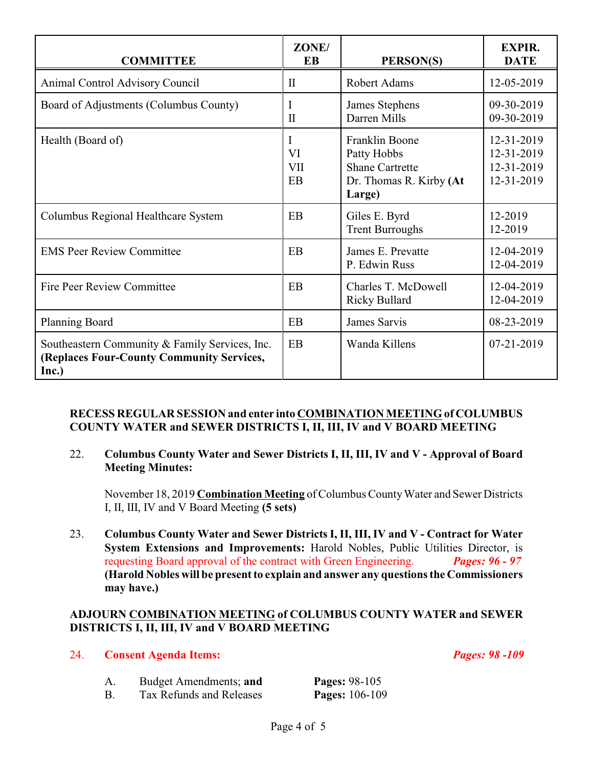| COMMITTEE | ZONE/ EB | PERSON(S) | EXPIR. DATE |
|---|---|---|---|
| Animal Control Advisory Council | II | Robert Adams | 12-05-2019 |
| Board of Adjustments (Columbus County) | I<br>II | James Stephens<br>Darren Mills | 09-30-2019<br>09-30-2019 |
| Health (Board of) | I<br>VI<br>VII<br>EB | Franklin Boone<br>Patty Hobbs<br>Shane Cartrette<br>Dr. Thomas R. Kirby **(At Large)** | 12-31-2019<br>12-31-2019<br>12-31-2019<br>12-31-2019 |
| Columbus Regional Healthcare System | EB | Giles E. Byrd<br>Trent Burroughs | 12-2019<br>12-2019 |
| EMS Peer Review Committee | EB | James E. Prevatte<br>P. Edwin Russ | 12-04-2019<br>12-04-2019 |
| Fire Peer Review Committee | EB | Charles T. McDowell<br>Ricky Bullard | 12-04-2019<br>12-04-2019 |
| Planning Board | EB | James Sarvis | 08-23-2019 |
| Southeastern Community & Family Services, Inc. **(Replaces Four-County Community Services, Inc.)** | EB | Wanda Killens | 07-21-2019 |

**RECESS REGULAR SESSION and enter into COMBINATION MEETING of COLUMBUS COUNTY WATER and SEWER DISTRICTS I, II, III, IV and V BOARD MEETING**

22. **Columbus County Water and Sewer Districts I, II, III, IV and V - Approval of Board Meeting Minutes:**

    November 18, 2019 **Combination Meeting** of Columbus County Water and Sewer Districts I, II, III, IV and V Board Meeting **(5 sets)**

23. **Columbus County Water and Sewer Districts I, II, III, IV and V - Contract for Water System Extensions and Improvements:** Harold Nobles, Public Utilities Director, is requesting Board approval of the contract with Green Engineering. ***Pages: 96 - 97*** **(Harold Nobles will be present to explain and answer any questions the Commissioners may have.)**

**ADJOURN COMBINATION MEETING of COLUMBUS COUNTY WATER and SEWER DISTRICTS I, II, III, IV and V BOARD MEETING**

24. **Consent Agenda Items:** ***Pages: 98 -109***

    A. Budget Amendments; **and** — **Pages:** 98-105
    B. Tax Refunds and Releases — **Pages:** 106-109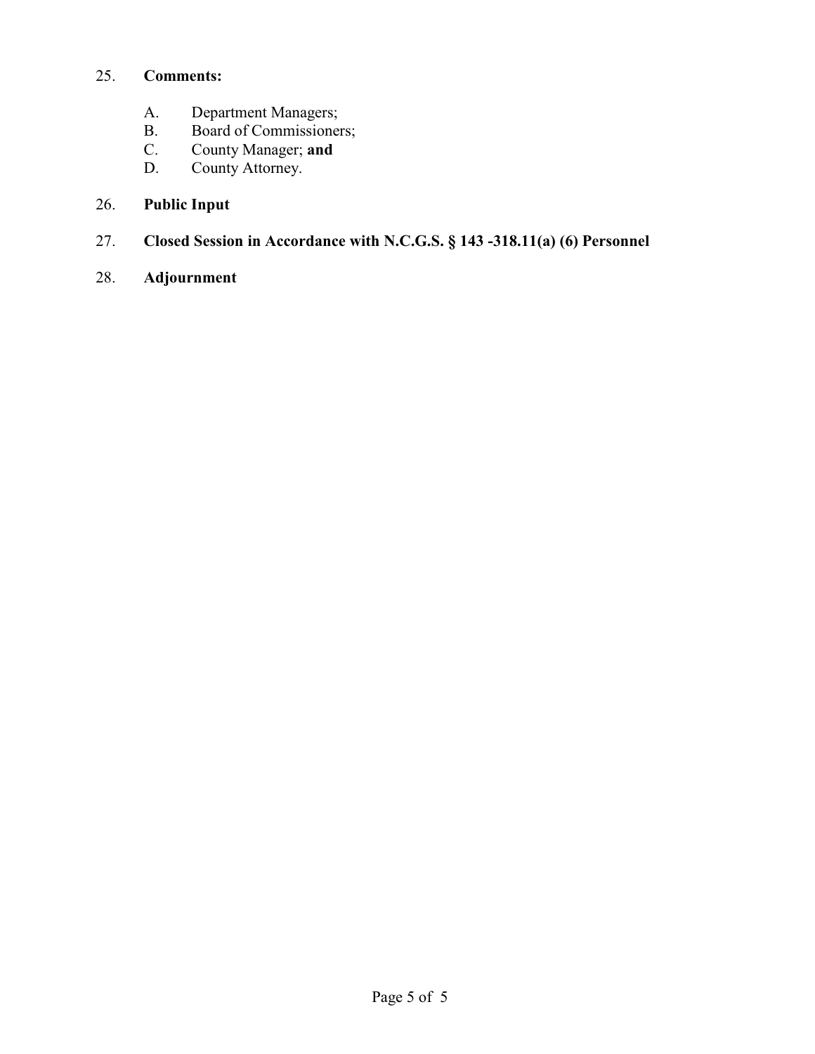25. **Comments:**

    A. Department Managers;
    B. Board of Commissioners;
    C. County Manager; **and**
    D. County Attorney.

26. **Public Input**

27. **Closed Session in Accordance with N.C.G.S. § 143 -318.11(a) (6) Personnel**

28. **Adjournment**